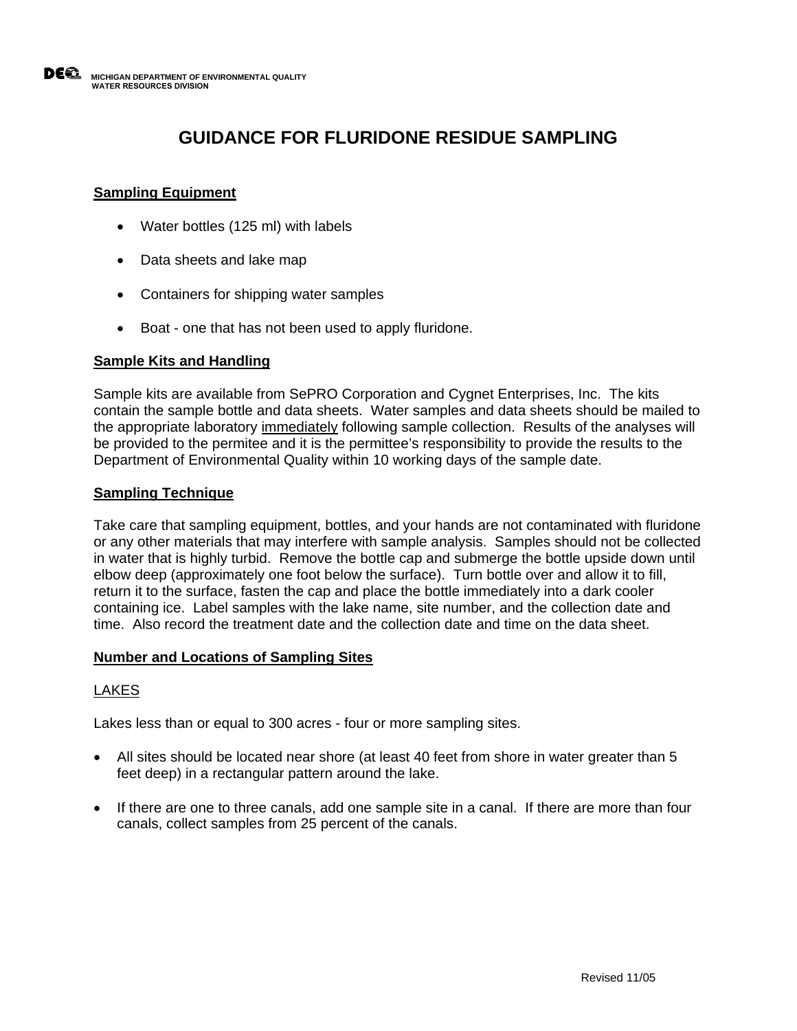DEQ MICHIGAN DEPARTMENT OF ENVIRONMENTAL QUALITY
WATER RESOURCES DIVISION

# GUIDANCE FOR FLURIDONE RESIDUE SAMPLING

## Sampling Equipment

- Water bottles (125 ml) with labels
- Data sheets and lake map
- Containers for shipping water samples
- Boat - one that has not been used to apply fluridone.

## Sample Kits and Handling

Sample kits are available from SePRO Corporation and Cygnet Enterprises, Inc. The kits contain the sample bottle and data sheets. Water samples and data sheets should be mailed to the appropriate laboratory immediately following sample collection. Results of the analyses will be provided to the permitee and it is the permittee's responsibility to provide the results to the Department of Environmental Quality within 10 working days of the sample date.

## Sampling Technique

Take care that sampling equipment, bottles, and your hands are not contaminated with fluridone or any other materials that may interfere with sample analysis. Samples should not be collected in water that is highly turbid. Remove the bottle cap and submerge the bottle upside down until elbow deep (approximately one foot below the surface). Turn bottle over and allow it to fill, return it to the surface, fasten the cap and place the bottle immediately into a dark cooler containing ice. Label samples with the lake name, site number, and the collection date and time. Also record the treatment date and the collection date and time on the data sheet.

## Number and Locations of Sampling Sites

### LAKES

Lakes less than or equal to 300 acres - four or more sampling sites.

- All sites should be located near shore (at least 40 feet from shore in water greater than 5 feet deep) in a rectangular pattern around the lake.
- If there are one to three canals, add one sample site in a canal. If there are more than four canals, collect samples from 25 percent of the canals.

Revised 11/05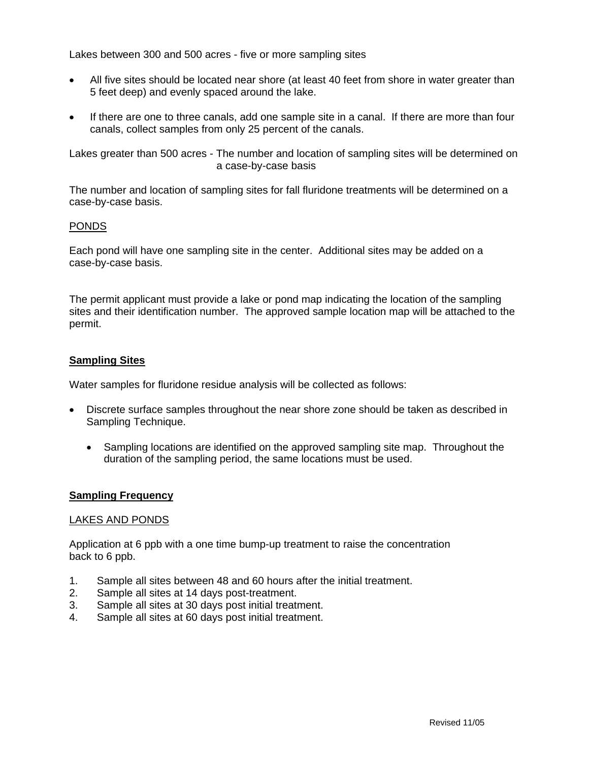Lakes between 300 and 500 acres - five or more sampling sites

- All five sites should be located near shore (at least 40 feet from shore in water greater than 5 feet deep) and evenly spaced around the lake.
- If there are one to three canals, add one sample site in a canal. If there are more than four canals, collect samples from only 25 percent of the canals.

Lakes greater than 500 acres - The number and location of sampling sites will be determined on a case-by-case basis

The number and location of sampling sites for fall fluridone treatments will be determined on a case-by-case basis.

PONDS

Each pond will have one sampling site in the center. Additional sites may be added on a case-by-case basis.

The permit applicant must provide a lake or pond map indicating the location of the sampling sites and their identification number. The approved sample location map will be attached to the permit.

**Sampling Sites**

Water samples for fluridone residue analysis will be collected as follows:

- Discrete surface samples throughout the near shore zone should be taken as described in Sampling Technique.
    - Sampling locations are identified on the approved sampling site map. Throughout the duration of the sampling period, the same locations must be used.

**Sampling Frequency**

LAKES AND PONDS

Application at 6 ppb with a one time bump-up treatment to raise the concentration back to 6 ppb.

1. Sample all sites between 48 and 60 hours after the initial treatment.
2. Sample all sites at 14 days post-treatment.
3. Sample all sites at 30 days post initial treatment.
4. Sample all sites at 60 days post initial treatment.

Revised 11/05